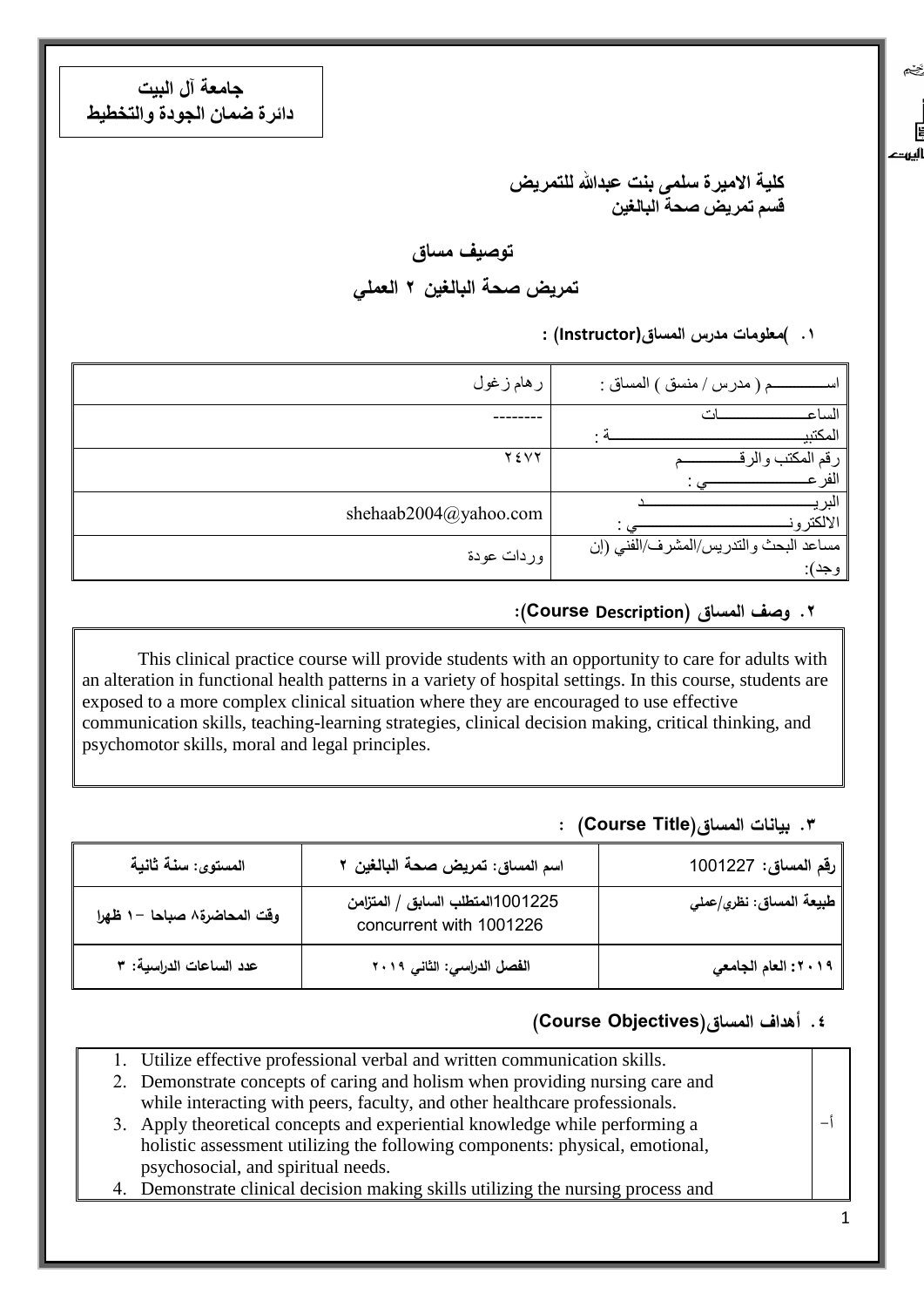**جامعة آل البيت**
**دائرة ضمان الجودة والتخطيط**

**كلية الاميرة سلمى بنت عبدالله للتمريض**
**قسم تمريض صحة البالغين**

## توصيف مساق

## تمريض صحة البالغين ٢ العملي

### ١. )معلومات مدرس المساق(Instructor) :

| | |
|---|---|
| اســــــــــــم ( مدرس / منسق ) المساق : | رهام زغول |
| الساعـــــــــــــــات المكتبيــــــــــــــــــــــــــة : | -------- |
| رقم المكتب والرقـــــــــــم الفرعـــــــــــــــي : | ٢٤٧٢ |
| البريـــــــــــــــــــــــــــد الالكترونـــــــــــــــــــــــي : | shehaab2004@yahoo.com |
| مساعد البحث والتدريس/المشرف/الفني (إن وجد): | وردات عودة |

### ٢. وصف المساق (Course Description):

This clinical practice course will provide students with an opportunity to care for adults with an alteration in functional health patterns in a variety of hospital settings. In this course, students are exposed to a more complex clinical situation where they are encouraged to use effective communication skills, teaching-learning strategies, clinical decision making, critical thinking, and psychomotor skills, moral and legal principles.

### ٣. بيانات المساق(Course Title) :

| | | |
|---|---|---|
| رقم المساق: 1001227 | اسم المساق: تمريض صحة البالغين ٢ | المستوى: سنة ثانية |
| طبيعة المساق: نظري/عملي | 1001225المتطلب السابق / المتزامن concurrent with 1001226 | وقت المحاضرة٨ صباحا –١ ظهرا |
| ٢٠١٩: العام الجامعي | الفصل الدراسي: الثاني ٢٠١٩ | عدد الساعات الدراسية: ٣ |

### ٤. أهداف المساق(Course Objectives)

| | |
|---|---|
| أ- | 1. Utilize effective professional verbal and written communication skills.<br>2. Demonstrate concepts of caring and holism when providing nursing care and while interacting with peers, faculty, and other healthcare professionals.<br>3. Apply theoretical concepts and experiential knowledge while performing a holistic assessment utilizing the following components: physical, emotional, psychosocial, and spiritual needs.<br>4. Demonstrate clinical decision making skills utilizing the nursing process and |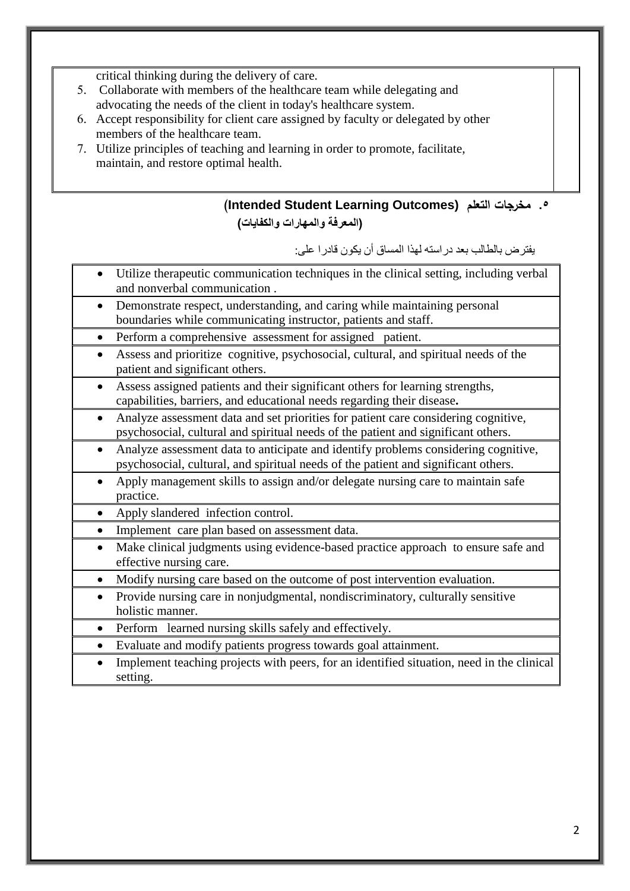critical thinking during the delivery of care.

5. Collaborate with members of the healthcare team while delegating and advocating the needs of the client in today's healthcare system.
6. Accept responsibility for client care assigned by faculty or delegated by other members of the healthcare team.
7. Utilize principles of teaching and learning in order to promote, facilitate, maintain, and restore optimal health.

## ٥. مخرجات التعلم (Intended Student Learning Outcomes) (المعرفة والمهارات والكفايات)

يفترض بالطالب بعد دراسته لهذا المساق أن يكون قادرا على:

- Utilize therapeutic communication techniques in the clinical setting, including verbal and nonverbal communication .
- Demonstrate respect, understanding, and caring while maintaining personal boundaries while communicating instructor, patients and staff.
- Perform a comprehensive assessment for assigned patient.
- Assess and prioritize cognitive, psychosocial, cultural, and spiritual needs of the patient and significant others.
- Assess assigned patients and their significant others for learning strengths, capabilities, barriers, and educational needs regarding their disease**.**
- Analyze assessment data and set priorities for patient care considering cognitive, psychosocial, cultural and spiritual needs of the patient and significant others.
- Analyze assessment data to anticipate and identify problems considering cognitive, psychosocial, cultural, and spiritual needs of the patient and significant others.
- Apply management skills to assign and/or delegate nursing care to maintain safe practice.
- Apply slandered infection control.
- Implement care plan based on assessment data.
- Make clinical judgments using evidence-based practice approach to ensure safe and effective nursing care.
- Modify nursing care based on the outcome of post intervention evaluation.
- Provide nursing care in nonjudgmental, nondiscriminatory, culturally sensitive holistic manner.
- Perform learned nursing skills safely and effectively.
- Evaluate and modify patients progress towards goal attainment.
- Implement teaching projects with peers, for an identified situation, need in the clinical setting.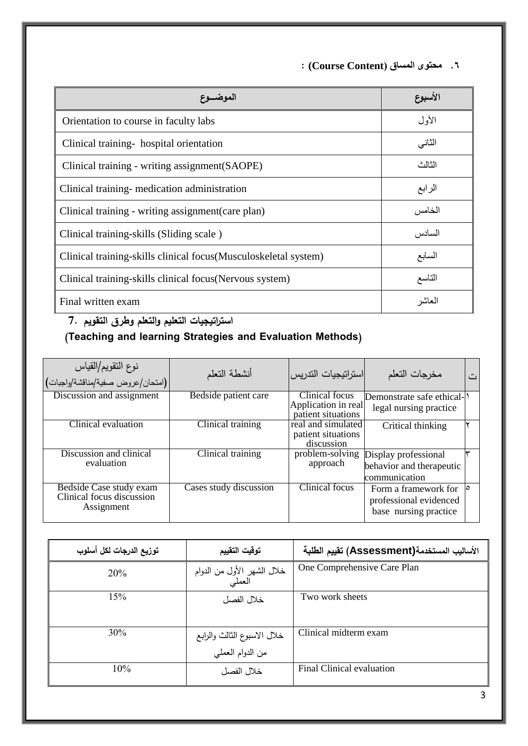### ٦. محتوى المساق (Course Content) :

| الأسبوع | الموضــوع |
|---|---|
| الأول | Orientation to course in faculty labs |
| الثاني | Clinical training- hospital orientation |
| الثالث | Clinical training - writing assignment(SAOPE) |
| الرابع | Clinical training- medication administration |
| الخامس | Clinical training - writing assignment(care plan) |
| السادس | Clinical training-skills (Sliding scale ) |
| السابع | Clinical training-skills clinical focus(Musculoskeletal system) |
| التاسع | Clinical training-skills clinical focus(Nervous system) |
| العاشر | Final written exam |

### 7. استراتيجيات التعليم والتعلم وطرق التقويم

### (Teaching and learning Strategies and Evaluation Methods)

| ت | مخرجات التعلم | استراتيجيات التدريس | أنشطة التعلم | نوع التقويم/القياس (امتحان/عروض صفية/مناقشة/واجبات) |
|---|---|---|---|---|
| ١ | Demonstrate safe ethical-legal nursing practice | Clinical focus Application in real patient situations | Bedside patient care | Discussion and assignment |
| ٢ | Critical thinking | real and simulated patient situations discussion | Clinical training | Clinical evaluation |
| ٣ | Display professional behavior and therapeutic communication | problem-solving approach | Clinical training | Discussion and clinical evaluation |
| ٥ | Form a framework for professional evidenced base nursing practice | Clinical focus | Cases study discussion | Bedside Case study exam Clinical focus discussion Assignment |

| الأساليب المستخدمة(Assessment) تقييم الطلبة | توقيت التقييم | توزيع الدرجات لكل أسلوب |
|---|---|---|
| One Comprehensive Care Plan | خلال الشهر الأول من الدوام العملي | 20% |
| Two work sheets | خلال الفصل | 15% |
| Clinical midterm exam | خلال الاسبوع الثالث والرابع من الدوام العملي | 30% |
| Final Clinical evaluation | خلال الفصل | 10% |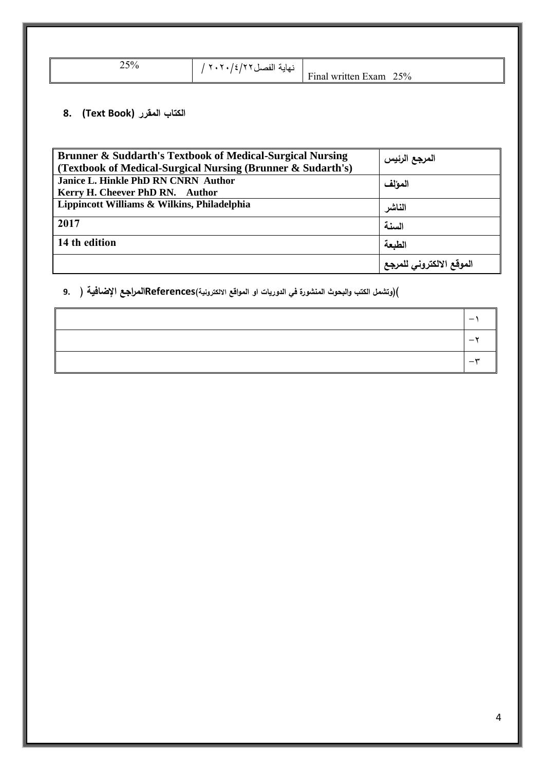| | | |
|---|---|---|
| 25% | / ٢٠٢٠/٤/٢٢ نهاية الفصل | Final written Exam 25% |

## 8. الكتاب المقرر (Text Book)

| | |
|---|---|
| **Brunner & Suddarth's Textbook of Medical-Surgical Nursing (Textbook of Medical-Surgical Nursing (Brunner & Sudarth's)** | **المرجع الرئيس** |
| **Janice L. Hinkle PhD RN CNRN Author Kerry H. Cheever PhD RN. Author** | **المؤلف** |
| **Lippincott Williams & Wilkins, Philadelphia** | **الناشر** |
| **2017** | **السنة** |
| **14 th edition** | **الطبعة** |
| | **الموقع الالكتروني للمرجع** |

## 9. ( المراجع الإضافية References(وتشمل الكتب والبحوث المنشورة في الدوريات او المواقع الالكترونية))

| | |
|---|---|
| | ١- |
| | ٢- |
| | ٣- |